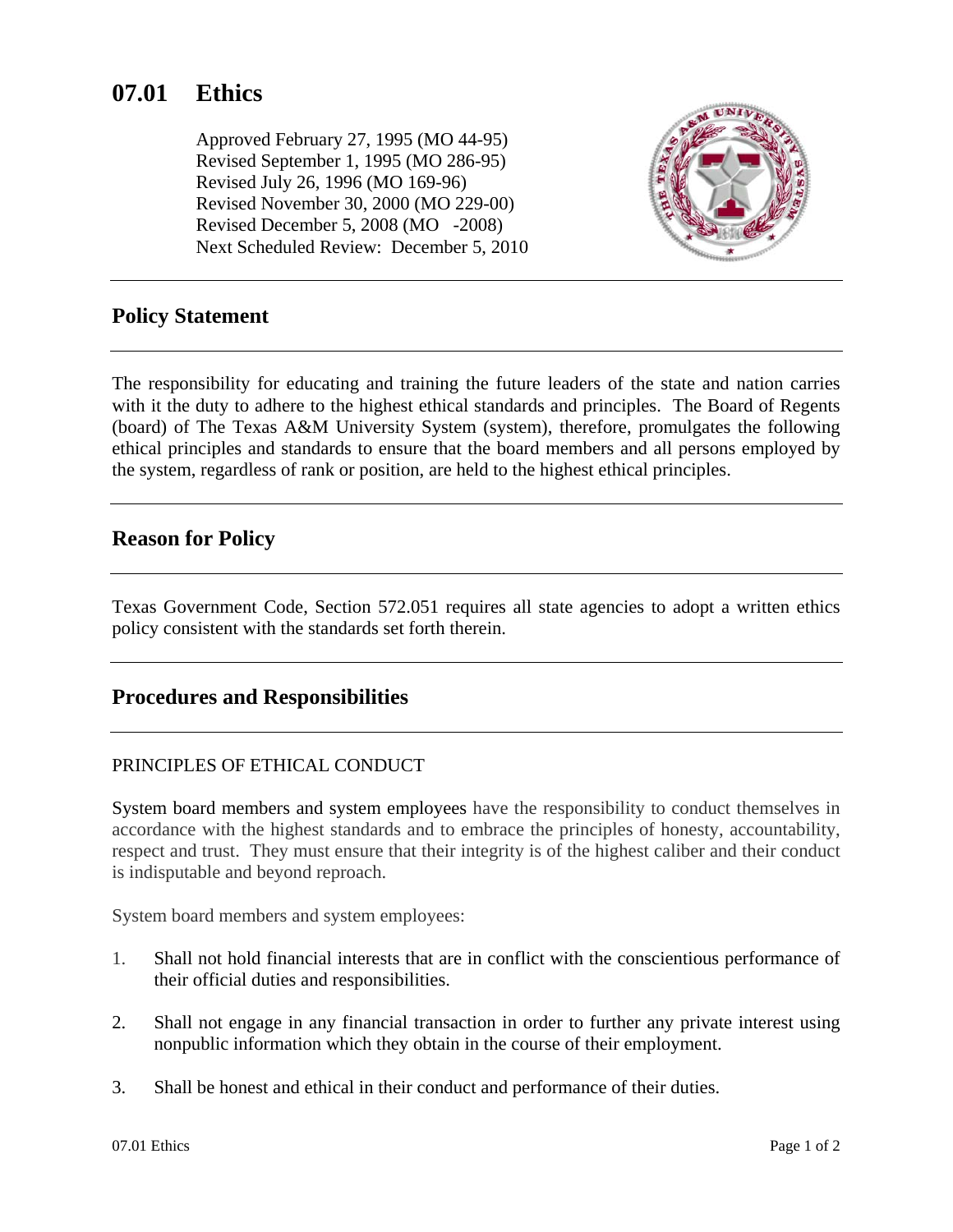# 07.01 Ethics

Approved February 27, 1995 (MO 44-95)
Revised September 1, 1995 (MO 286-95)
Revised July 26, 1996 (MO 169-96)
Revised November 30, 2000 (MO 229-00)
Revised December 5, 2008 (MO -2008)
Next Scheduled Review: December 5, 2010

## Policy Statement

The responsibility for educating and training the future leaders of the state and nation carries with it the duty to adhere to the highest ethical standards and principles. The Board of Regents (board) of The Texas A&M University System (system), therefore, promulgates the following ethical principles and standards to ensure that the board members and all persons employed by the system, regardless of rank or position, are held to the highest ethical principles.

## Reason for Policy

Texas Government Code, Section 572.051 requires all state agencies to adopt a written ethics policy consistent with the standards set forth therein.

## Procedures and Responsibilities

PRINCIPLES OF ETHICAL CONDUCT

System board members and system employees have the responsibility to conduct themselves in accordance with the highest standards and to embrace the principles of honesty, accountability, respect and trust. They must ensure that their integrity is of the highest caliber and their conduct is indisputable and beyond reproach.

System board members and system employees:

1. Shall not hold financial interests that are in conflict with the conscientious performance of their official duties and responsibilities.

2. Shall not engage in any financial transaction in order to further any private interest using nonpublic information which they obtain in the course of their employment.

3. Shall be honest and ethical in their conduct and performance of their duties.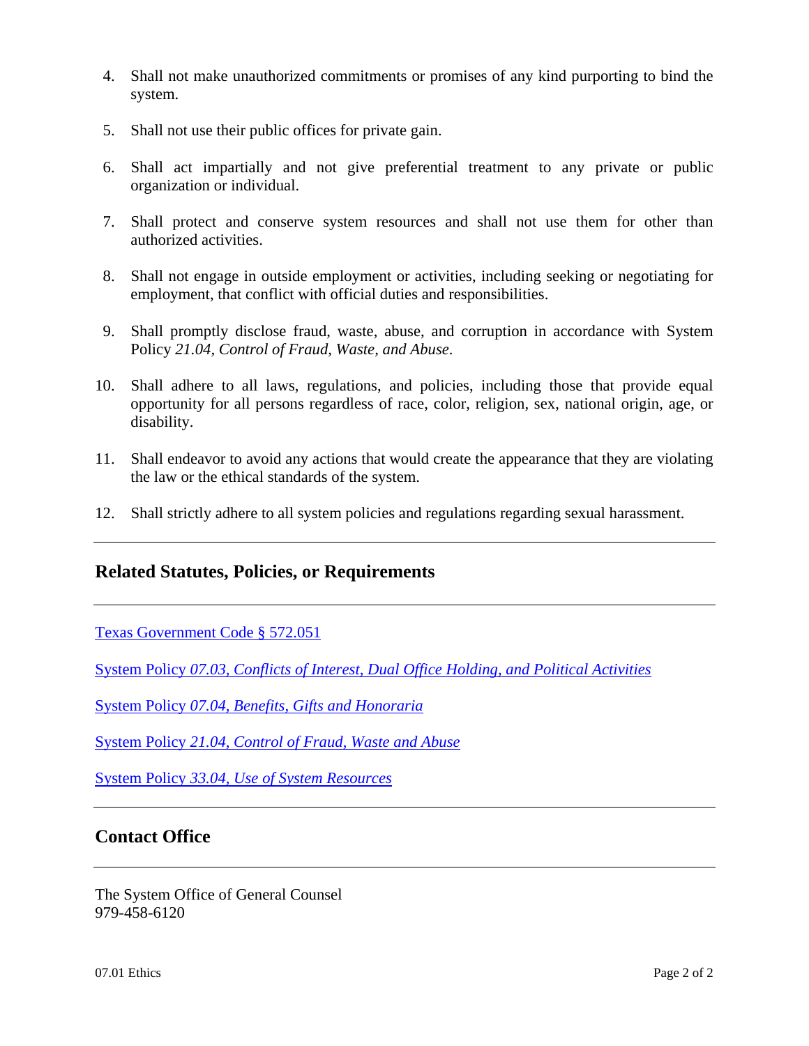4. Shall not make unauthorized commitments or promises of any kind purporting to bind the system.

5. Shall not use their public offices for private gain.

6. Shall act impartially and not give preferential treatment to any private or public organization or individual.

7. Shall protect and conserve system resources and shall not use them for other than authorized activities.

8. Shall not engage in outside employment or activities, including seeking or negotiating for employment, that conflict with official duties and responsibilities.

9. Shall promptly disclose fraud, waste, abuse, and corruption in accordance with System Policy *21.04, Control of Fraud, Waste, and Abuse*.

10. Shall adhere to all laws, regulations, and policies, including those that provide equal opportunity for all persons regardless of race, color, religion, sex, national origin, age, or disability.

11. Shall endeavor to avoid any actions that would create the appearance that they are violating the law or the ethical standards of the system.

12. Shall strictly adhere to all system policies and regulations regarding sexual harassment.

## Related Statutes, Policies, or Requirements

Texas Government Code § 572.051

System Policy *07.03, Conflicts of Interest, Dual Office Holding, and Political Activities*

System Policy *07.04, Benefits, Gifts and Honoraria*

System Policy *21.04, Control of Fraud, Waste and Abuse*

System Policy *33.04, Use of System Resources*

## Contact Office

The System Office of General Counsel
979-458-6120